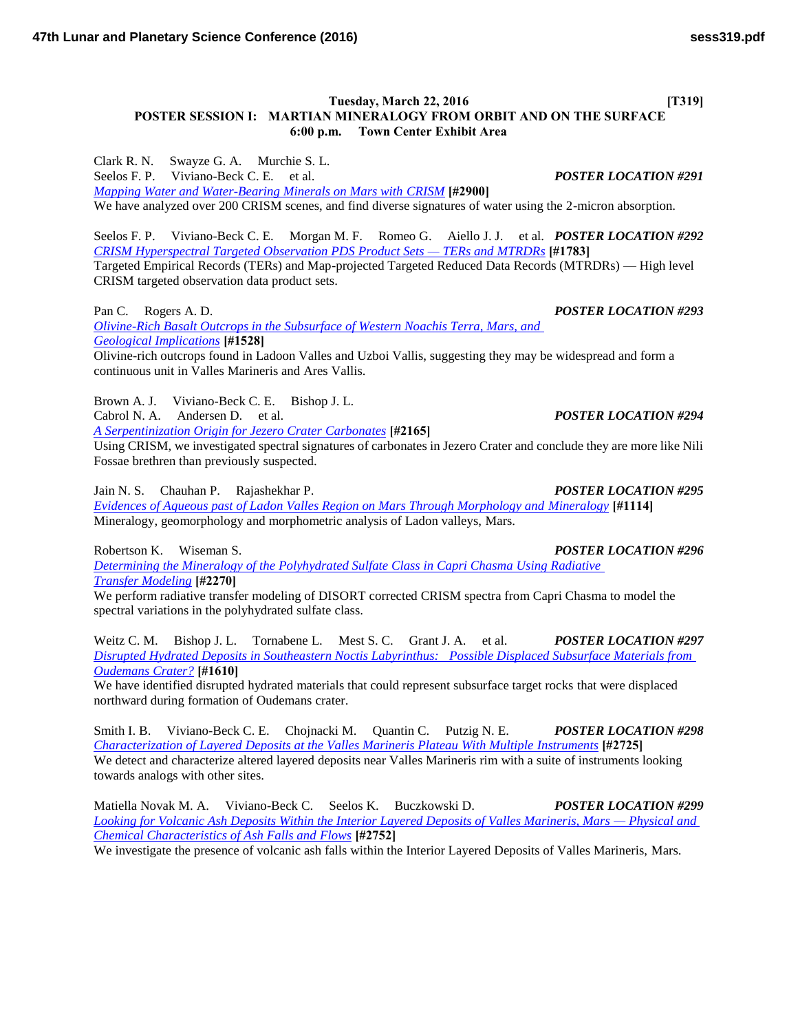**Tuesday, March 22, 2016 [T319]**

# POSTER SESSION I: MARTIAN MINERALOGY FROM ORBIT AND ON THE SURFACE

**6:00 p.m. Town Center Exhibit Area**

Clark R. N. Swayze G. A. Murchie S. L. Seelos F. P. Viviano-Beck C. E. et al. ***POSTER LOCATION #291***
*Mapping Water and Water-Bearing Minerals on Mars with CRISM* **[#2900]**
We have analyzed over 200 CRISM scenes, and find diverse signatures of water using the 2-micron absorption.

Seelos F. P. Viviano-Beck C. E. Morgan M. F. Romeo G. Aiello J. J. et al. ***POSTER LOCATION #292***
*CRISM Hyperspectral Targeted Observation PDS Product Sets — TERs and MTRDRs* **[#1783]**
Targeted Empirical Records (TERs) and Map-projected Targeted Reduced Data Records (MTRDRs) — High level CRISM targeted observation data product sets.

Pan C. Rogers A. D. ***POSTER LOCATION #293***
*Olivine-Rich Basalt Outcrops in the Subsurface of Western Noachis Terra, Mars, and Geological Implications* **[#1528]**
Olivine-rich outcrops found in Ladoon Valles and Uzboi Vallis, suggesting they may be widespread and form a continuous unit in Valles Marineris and Ares Vallis.

Brown A. J. Viviano-Beck C. E. Bishop J. L. Cabrol N. A. Andersen D. et al. ***POSTER LOCATION #294***
*A Serpentinization Origin for Jezero Crater Carbonates* **[#2165]**
Using CRISM, we investigated spectral signatures of carbonates in Jezero Crater and conclude they are more like Nili Fossae brethren than previously suspected.

Jain N. S. Chauhan P. Rajashekhar P. ***POSTER LOCATION #295***
*Evidences of Aqueous past of Ladon Valles Region on Mars Through Morphology and Mineralogy* **[#1114]**
Mineralogy, geomorphology and morphometric analysis of Ladon valleys, Mars.

Robertson K. Wiseman S. ***POSTER LOCATION #296***
*Determining the Mineralogy of the Polyhydrated Sulfate Class in Capri Chasma Using Radiative Transfer Modeling* **[#2270]**
We perform radiative transfer modeling of DISORT corrected CRISM spectra from Capri Chasma to model the spectral variations in the polyhydrated sulfate class.

Weitz C. M. Bishop J. L. Tornabene L. Mest S. C. Grant J. A. et al. ***POSTER LOCATION #297***
*Disrupted Hydrated Deposits in Southeastern Noctis Labyrinthus: Possible Displaced Subsurface Materials from Oudemans Crater?* **[#1610]**
We have identified disrupted hydrated materials that could represent subsurface target rocks that were displaced northward during formation of Oudemans crater.

Smith I. B. Viviano-Beck C. E. Chojnacki M. Quantin C. Putzig N. E. ***POSTER LOCATION #298***
*Characterization of Layered Deposits at the Valles Marineris Plateau With Multiple Instruments* **[#2725]**
We detect and characterize altered layered deposits near Valles Marineris rim with a suite of instruments looking towards analogs with other sites.

Matiella Novak M. A. Viviano-Beck C. Seelos K. Buczkowski D. ***POSTER LOCATION #299***
*Looking for Volcanic Ash Deposits Within the Interior Layered Deposits of Valles Marineris, Mars — Physical and Chemical Characteristics of Ash Falls and Flows* **[#2752]**
We investigate the presence of volcanic ash falls within the Interior Layered Deposits of Valles Marineris, Mars.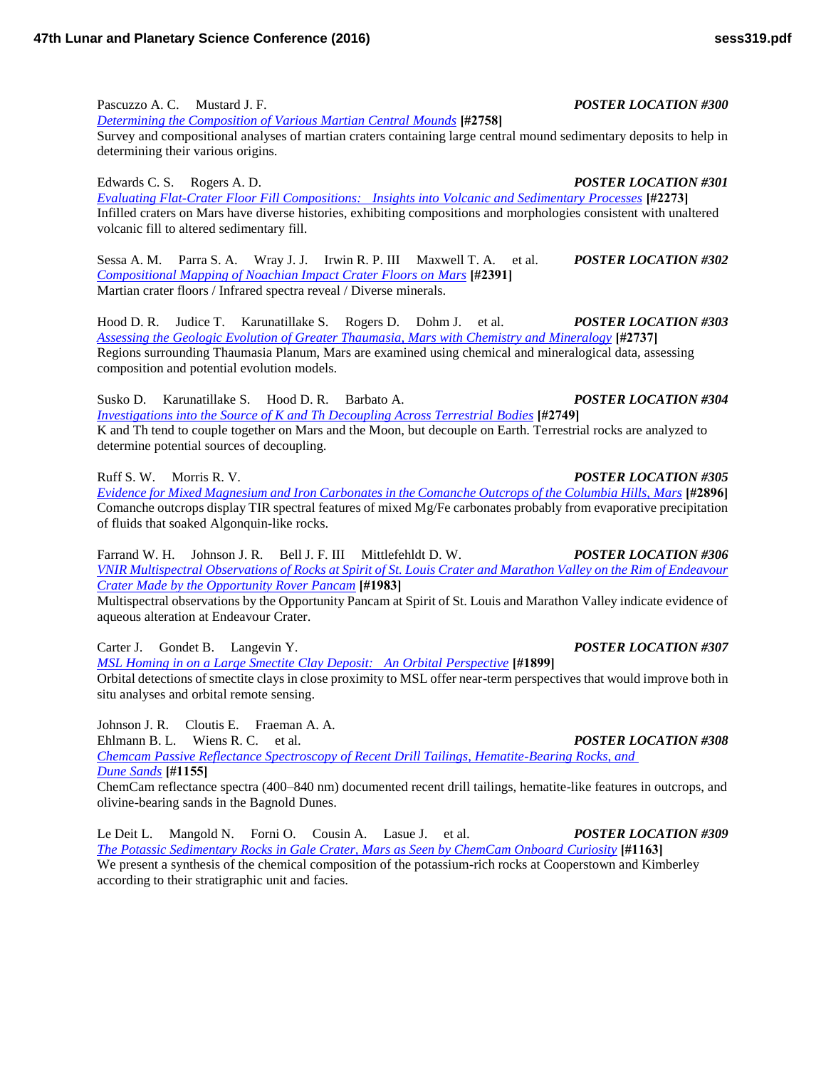Pascuzzo A. C.  Mustard J. F.  ***POSTER LOCATION #300***
*Determining the Composition of Various Martian Central Mounds* **[#2758]**
Survey and compositional analyses of martian craters containing large central mound sedimentary deposits to help in determining their various origins.

Edwards C. S.  Rogers A. D.  ***POSTER LOCATION #301***
*Evaluating Flat-Crater Floor Fill Compositions: Insights into Volcanic and Sedimentary Processes* **[#2273]**
Infilled craters on Mars have diverse histories, exhibiting compositions and morphologies consistent with unaltered volcanic fill to altered sedimentary fill.

Sessa A. M.  Parra S. A.  Wray J. J.  Irwin R. P. III  Maxwell T. A.  et al.  ***POSTER LOCATION #302***
*Compositional Mapping of Noachian Impact Crater Floors on Mars* **[#2391]**
Martian crater floors / Infrared spectra reveal / Diverse minerals.

Hood D. R.  Judice T.  Karunatillake S.  Rogers D.  Dohm J.  et al.  ***POSTER LOCATION #303***
*Assessing the Geologic Evolution of Greater Thaumasia, Mars with Chemistry and Mineralogy* **[#2737]**
Regions surrounding Thaumasia Planum, Mars are examined using chemical and mineralogical data, assessing composition and potential evolution models.

Susko D.  Karunatillake S.  Hood D. R.  Barbato A.  ***POSTER LOCATION #304***
*Investigations into the Source of K and Th Decoupling Across Terrestrial Bodies* **[#2749]**
K and Th tend to couple together on Mars and the Moon, but decouple on Earth. Terrestrial rocks are analyzed to determine potential sources of decoupling.

Ruff S. W.  Morris R. V.  ***POSTER LOCATION #305***
*Evidence for Mixed Magnesium and Iron Carbonates in the Comanche Outcrops of the Columbia Hills, Mars* **[#2896]**
Comanche outcrops display TIR spectral features of mixed Mg/Fe carbonates probably from evaporative precipitation of fluids that soaked Algonquin-like rocks.

Farrand W. H.  Johnson J. R.  Bell J. F. III  Mittlefehldt D. W.  ***POSTER LOCATION #306***
*VNIR Multispectral Observations of Rocks at Spirit of St. Louis Crater and Marathon Valley on the Rim of Endeavour Crater Made by the Opportunity Rover Pancam* **[#1983]**
Multispectral observations by the Opportunity Pancam at Spirit of St. Louis and Marathon Valley indicate evidence of aqueous alteration at Endeavour Crater.

Carter J.  Gondet B.  Langevin Y.  ***POSTER LOCATION #307***
*MSL Homing in on a Large Smectite Clay Deposit: An Orbital Perspective* **[#1899]**
Orbital detections of smectite clays in close proximity to MSL offer near-term perspectives that would improve both in situ analyses and orbital remote sensing.

Johnson J. R.  Cloutis E.  Fraeman A. A.
Ehlmann B. L.  Wiens R. C.  et al.  ***POSTER LOCATION #308***
*Chemcam Passive Reflectance Spectroscopy of Recent Drill Tailings, Hematite-Bearing Rocks, and Dune Sands* **[#1155]**
ChemCam reflectance spectra (400–840 nm) documented recent drill tailings, hematite-like features in outcrops, and olivine-bearing sands in the Bagnold Dunes.

Le Deit L.  Mangold N.  Forni O.  Cousin A.  Lasue J.  et al.  ***POSTER LOCATION #309***
*The Potassic Sedimentary Rocks in Gale Crater, Mars as Seen by ChemCam Onboard Curiosity* **[#1163]**
We present a synthesis of the chemical composition of the potassium-rich rocks at Cooperstown and Kimberley according to their stratigraphic unit and facies.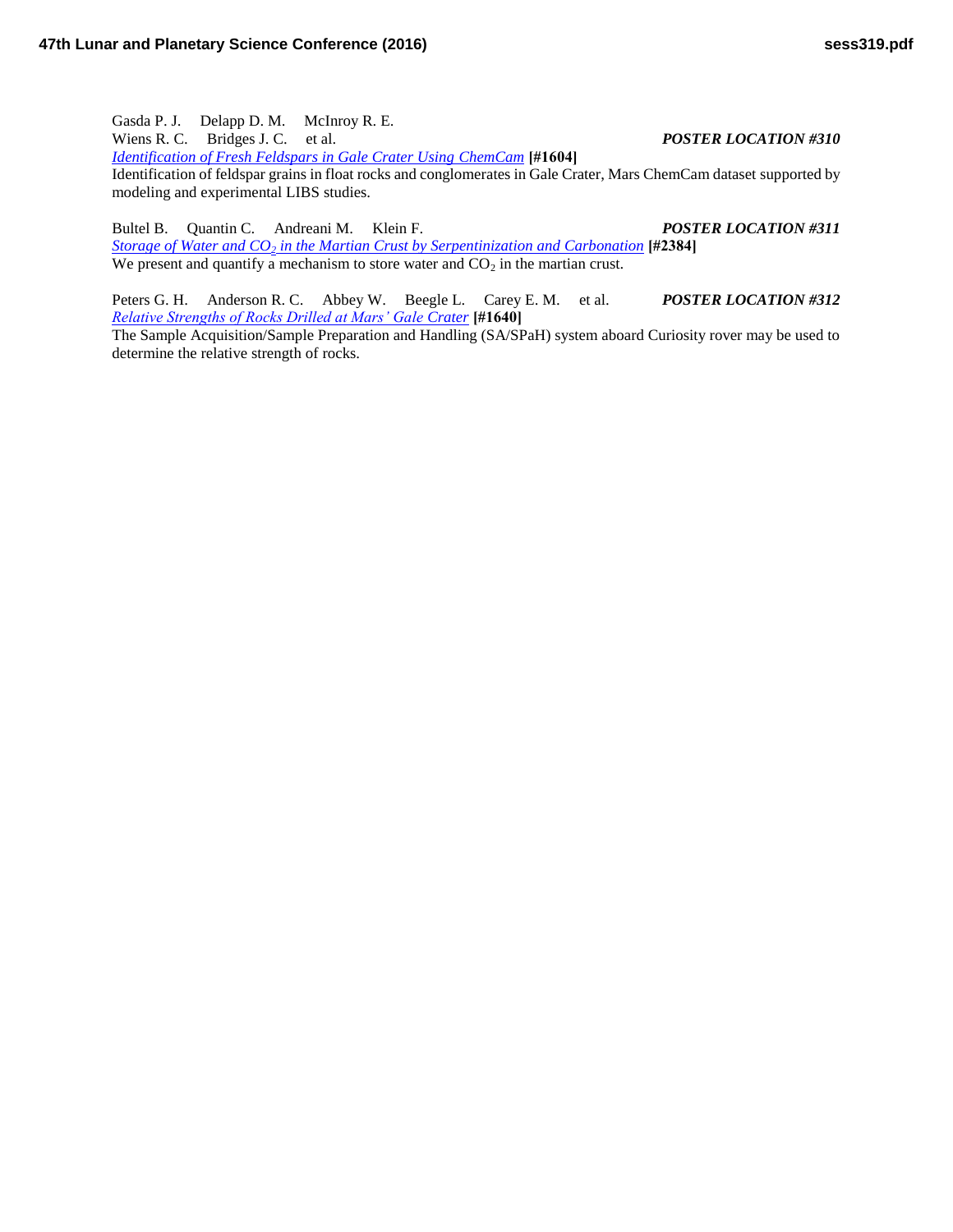Gasda P. J. Delapp D. M. McInroy R. E.
Wiens R. C. Bridges J. C. et al. ***POSTER LOCATION #310***
*Identification of Fresh Feldspars in Gale Crater Using ChemCam* **[#1604]**
Identification of feldspar grains in float rocks and conglomerates in Gale Crater, Mars ChemCam dataset supported by modeling and experimental LIBS studies.

Bultel B. Quantin C. Andreani M. Klein F. ***POSTER LOCATION #311***
*Storage of Water and $CO_2$ in the Martian Crust by Serpentinization and Carbonation* **[#2384]**
We present and quantify a mechanism to store water and $CO_2$ in the martian crust.

Peters G. H. Anderson R. C. Abbey W. Beegle L. Carey E. M. et al. ***POSTER LOCATION #312***
*Relative Strengths of Rocks Drilled at Mars' Gale Crater* **[#1640]**
The Sample Acquisition/Sample Preparation and Handling (SA/SPaH) system aboard Curiosity rover may be used to determine the relative strength of rocks.